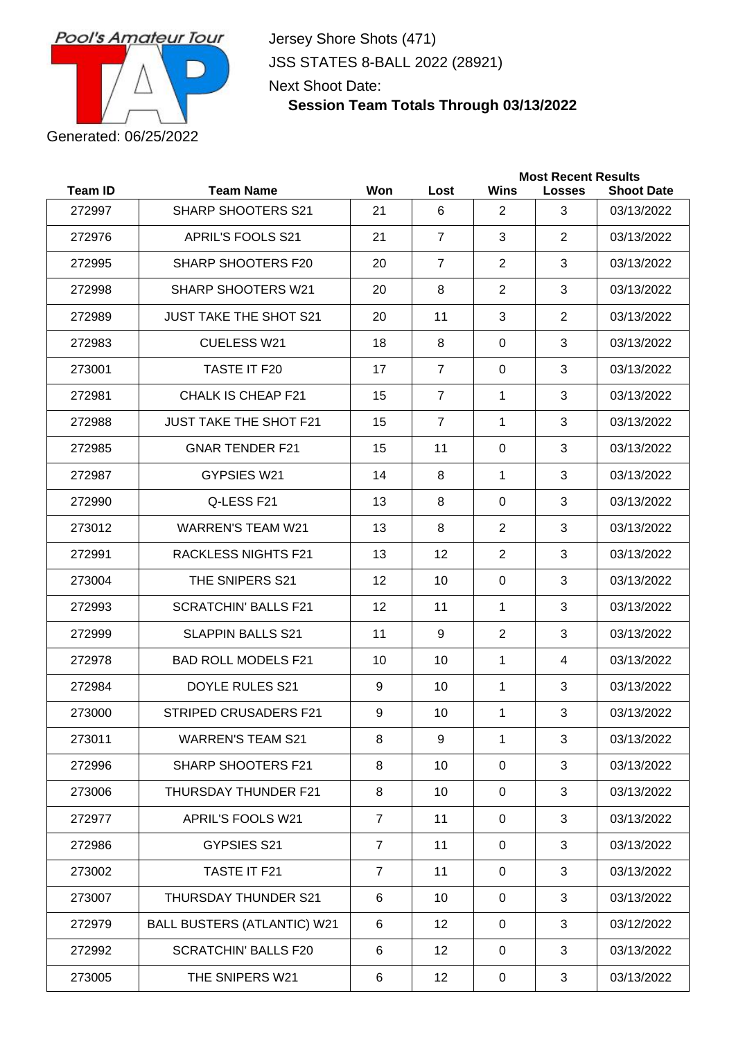Pool's Amateur Tour

Generated: 06/25/2022

Jersey Shore Shots (471)

JSS STATES 8-BALL 2022 (28921)

Next Shoot Date:

**Session Team Totals Through 03/13/2022**

| Team ID | Team Name | Won | Lost | Most Recent Results | | |
|---|---|---|---|---|---|---|
| | | | | Wins | Losses | Shoot Date |
| 272997 | SHARP SHOOTERS S21 | 21 | 6 | 2 | 3 | 03/13/2022 |
| 272976 | APRIL'S FOOLS S21 | 21 | 7 | 3 | 2 | 03/13/2022 |
| 272995 | SHARP SHOOTERS F20 | 20 | 7 | 2 | 3 | 03/13/2022 |
| 272998 | SHARP SHOOTERS W21 | 20 | 8 | 2 | 3 | 03/13/2022 |
| 272989 | JUST TAKE THE SHOT S21 | 20 | 11 | 3 | 2 | 03/13/2022 |
| 272983 | CUELESS W21 | 18 | 8 | 0 | 3 | 03/13/2022 |
| 273001 | TASTE IT F20 | 17 | 7 | 0 | 3 | 03/13/2022 |
| 272981 | CHALK IS CHEAP F21 | 15 | 7 | 1 | 3 | 03/13/2022 |
| 272988 | JUST TAKE THE SHOT F21 | 15 | 7 | 1 | 3 | 03/13/2022 |
| 272985 | GNAR TENDER F21 | 15 | 11 | 0 | 3 | 03/13/2022 |
| 272987 | GYPSIES W21 | 14 | 8 | 1 | 3 | 03/13/2022 |
| 272990 | Q-LESS F21 | 13 | 8 | 0 | 3 | 03/13/2022 |
| 273012 | WARREN'S TEAM W21 | 13 | 8 | 2 | 3 | 03/13/2022 |
| 272991 | RACKLESS NIGHTS F21 | 13 | 12 | 2 | 3 | 03/13/2022 |
| 273004 | THE SNIPERS S21 | 12 | 10 | 0 | 3 | 03/13/2022 |
| 272993 | SCRATCHIN' BALLS F21 | 12 | 11 | 1 | 3 | 03/13/2022 |
| 272999 | SLAPPIN BALLS S21 | 11 | 9 | 2 | 3 | 03/13/2022 |
| 272978 | BAD ROLL MODELS F21 | 10 | 10 | 1 | 4 | 03/13/2022 |
| 272984 | DOYLE RULES S21 | 9 | 10 | 1 | 3 | 03/13/2022 |
| 273000 | STRIPED CRUSADERS F21 | 9 | 10 | 1 | 3 | 03/13/2022 |
| 273011 | WARREN'S TEAM S21 | 8 | 9 | 1 | 3 | 03/13/2022 |
| 272996 | SHARP SHOOTERS F21 | 8 | 10 | 0 | 3 | 03/13/2022 |
| 273006 | THURSDAY THUNDER F21 | 8 | 10 | 0 | 3 | 03/13/2022 |
| 272977 | APRIL'S FOOLS W21 | 7 | 11 | 0 | 3 | 03/13/2022 |
| 272986 | GYPSIES S21 | 7 | 11 | 0 | 3 | 03/13/2022 |
| 273002 | TASTE IT F21 | 7 | 11 | 0 | 3 | 03/13/2022 |
| 273007 | THURSDAY THUNDER S21 | 6 | 10 | 0 | 3 | 03/13/2022 |
| 272979 | BALL BUSTERS (ATLANTIC) W21 | 6 | 12 | 0 | 3 | 03/12/2022 |
| 272992 | SCRATCHIN' BALLS F20 | 6 | 12 | 0 | 3 | 03/13/2022 |
| 273005 | THE SNIPERS W21 | 6 | 12 | 0 | 3 | 03/13/2022 |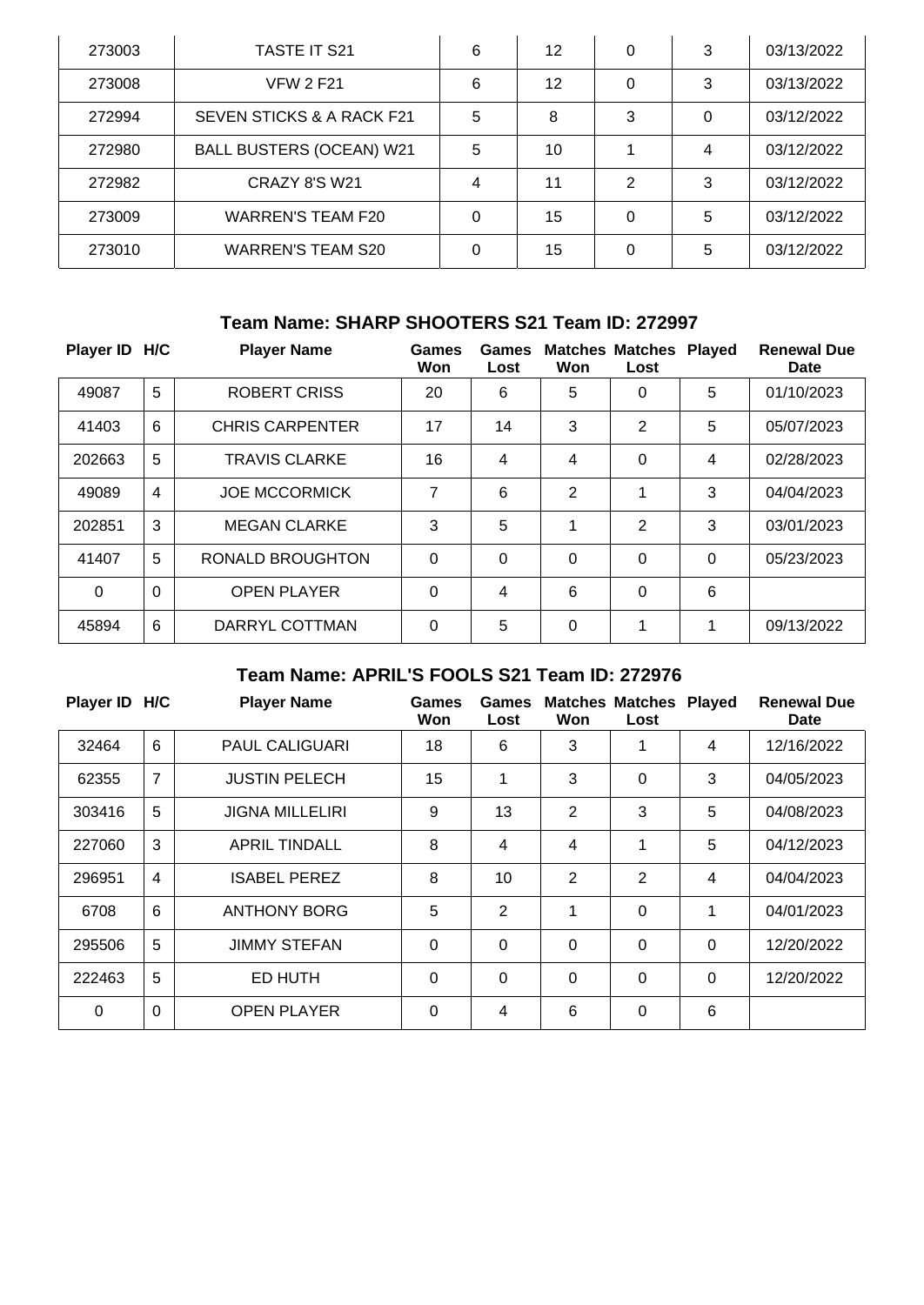| | | | | | | |
|---|---|---|---|---|---|---|
| 273003 | TASTE IT S21 | 6 | 12 | 0 | 3 | 03/13/2022 |
| 273008 | VFW 2 F21 | 6 | 12 | 0 | 3 | 03/13/2022 |
| 272994 | SEVEN STICKS & A RACK F21 | 5 | 8 | 3 | 0 | 03/12/2022 |
| 272980 | BALL BUSTERS (OCEAN) W21 | 5 | 10 | 1 | 4 | 03/12/2022 |
| 272982 | CRAZY 8'S W21 | 4 | 11 | 2 | 3 | 03/12/2022 |
| 273009 | WARREN'S TEAM F20 | 0 | 15 | 0 | 5 | 03/12/2022 |
| 273010 | WARREN'S TEAM S20 | 0 | 15 | 0 | 5 | 03/12/2022 |

### Team Name: SHARP SHOOTERS S21 Team ID: 272997

| Player ID | H/C | Player Name | Games Won | Games Lost | Matches Won | Matches Lost | Played | Renewal Due Date |
|---|---|---|---|---|---|---|---|---|
| 49087 | 5 | ROBERT CRISS | 20 | 6 | 5 | 0 | 5 | 01/10/2023 |
| 41403 | 6 | CHRIS CARPENTER | 17 | 14 | 3 | 2 | 5 | 05/07/2023 |
| 202663 | 5 | TRAVIS CLARKE | 16 | 4 | 4 | 0 | 4 | 02/28/2023 |
| 49089 | 4 | JOE MCCORMICK | 7 | 6 | 2 | 1 | 3 | 04/04/2023 |
| 202851 | 3 | MEGAN CLARKE | 3 | 5 | 1 | 2 | 3 | 03/01/2023 |
| 41407 | 5 | RONALD BROUGHTON | 0 | 0 | 0 | 0 | 0 | 05/23/2023 |
| 0 | 0 | OPEN PLAYER | 0 | 4 | 6 | 0 | 6 | |
| 45894 | 6 | DARRYL COTTMAN | 0 | 5 | 0 | 1 | 1 | 09/13/2022 |

### Team Name: APRIL'S FOOLS S21 Team ID: 272976

| Player ID | H/C | Player Name | Games Won | Games Lost | Matches Won | Matches Lost | Played | Renewal Due Date |
|---|---|---|---|---|---|---|---|---|
| 32464 | 6 | PAUL CALIGUARI | 18 | 6 | 3 | 1 | 4 | 12/16/2022 |
| 62355 | 7 | JUSTIN PELECH | 15 | 1 | 3 | 0 | 3 | 04/05/2023 |
| 303416 | 5 | JIGNA MILLELIRI | 9 | 13 | 2 | 3 | 5 | 04/08/2023 |
| 227060 | 3 | APRIL TINDALL | 8 | 4 | 4 | 1 | 5 | 04/12/2023 |
| 296951 | 4 | ISABEL PEREZ | 8 | 10 | 2 | 2 | 4 | 04/04/2023 |
| 6708 | 6 | ANTHONY BORG | 5 | 2 | 1 | 0 | 1 | 04/01/2023 |
| 295506 | 5 | JIMMY STEFAN | 0 | 0 | 0 | 0 | 0 | 12/20/2022 |
| 222463 | 5 | ED HUTH | 0 | 0 | 0 | 0 | 0 | 12/20/2022 |
| 0 | 0 | OPEN PLAYER | 0 | 4 | 6 | 0 | 6 | |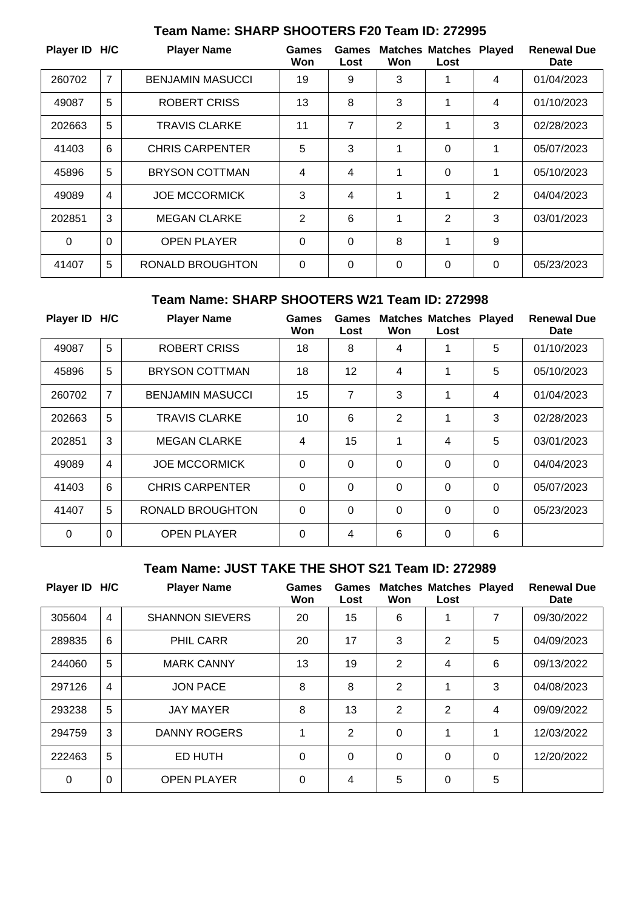## Team Name: SHARP SHOOTERS F20 Team ID: 272995

| Player ID | H/C | Player Name | Games Won | Games Lost | Matches Won | Matches Lost | Played | Renewal Due Date |
|---|---|---|---|---|---|---|---|---|
| 260702 | 7 | BENJAMIN MASUCCI | 19 | 9 | 3 | 1 | 4 | 01/04/2023 |
| 49087 | 5 | ROBERT CRISS | 13 | 8 | 3 | 1 | 4 | 01/10/2023 |
| 202663 | 5 | TRAVIS CLARKE | 11 | 7 | 2 | 1 | 3 | 02/28/2023 |
| 41403 | 6 | CHRIS CARPENTER | 5 | 3 | 1 | 0 | 1 | 05/07/2023 |
| 45896 | 5 | BRYSON COTTMAN | 4 | 4 | 1 | 0 | 1 | 05/10/2023 |
| 49089 | 4 | JOE MCCORMICK | 3 | 4 | 1 | 1 | 2 | 04/04/2023 |
| 202851 | 3 | MEGAN CLARKE | 2 | 6 | 1 | 2 | 3 | 03/01/2023 |
| 0 | 0 | OPEN PLAYER | 0 | 0 | 8 | 1 | 9 | |
| 41407 | 5 | RONALD BROUGHTON | 0 | 0 | 0 | 0 | 0 | 05/23/2023 |

## Team Name: SHARP SHOOTERS W21 Team ID: 272998

| Player ID | H/C | Player Name | Games Won | Games Lost | Matches Won | Matches Lost | Played | Renewal Due Date |
|---|---|---|---|---|---|---|---|---|
| 49087 | 5 | ROBERT CRISS | 18 | 8 | 4 | 1 | 5 | 01/10/2023 |
| 45896 | 5 | BRYSON COTTMAN | 18 | 12 | 4 | 1 | 5 | 05/10/2023 |
| 260702 | 7 | BENJAMIN MASUCCI | 15 | 7 | 3 | 1 | 4 | 01/04/2023 |
| 202663 | 5 | TRAVIS CLARKE | 10 | 6 | 2 | 1 | 3 | 02/28/2023 |
| 202851 | 3 | MEGAN CLARKE | 4 | 15 | 1 | 4 | 5 | 03/01/2023 |
| 49089 | 4 | JOE MCCORMICK | 0 | 0 | 0 | 0 | 0 | 04/04/2023 |
| 41403 | 6 | CHRIS CARPENTER | 0 | 0 | 0 | 0 | 0 | 05/07/2023 |
| 41407 | 5 | RONALD BROUGHTON | 0 | 0 | 0 | 0 | 0 | 05/23/2023 |
| 0 | 0 | OPEN PLAYER | 0 | 4 | 6 | 0 | 6 | |

## Team Name: JUST TAKE THE SHOT S21 Team ID: 272989

| Player ID | H/C | Player Name | Games Won | Games Lost | Matches Won | Matches Lost | Played | Renewal Due Date |
|---|---|---|---|---|---|---|---|---|
| 305604 | 4 | SHANNON SIEVERS | 20 | 15 | 6 | 1 | 7 | 09/30/2022 |
| 289835 | 6 | PHIL CARR | 20 | 17 | 3 | 2 | 5 | 04/09/2023 |
| 244060 | 5 | MARK CANNY | 13 | 19 | 2 | 4 | 6 | 09/13/2022 |
| 297126 | 4 | JON PACE | 8 | 8 | 2 | 1 | 3 | 04/08/2023 |
| 293238 | 5 | JAY MAYER | 8 | 13 | 2 | 2 | 4 | 09/09/2022 |
| 294759 | 3 | DANNY ROGERS | 1 | 2 | 0 | 1 | 1 | 12/03/2022 |
| 222463 | 5 | ED HUTH | 0 | 0 | 0 | 0 | 0 | 12/20/2022 |
| 0 | 0 | OPEN PLAYER | 0 | 4 | 5 | 0 | 5 | |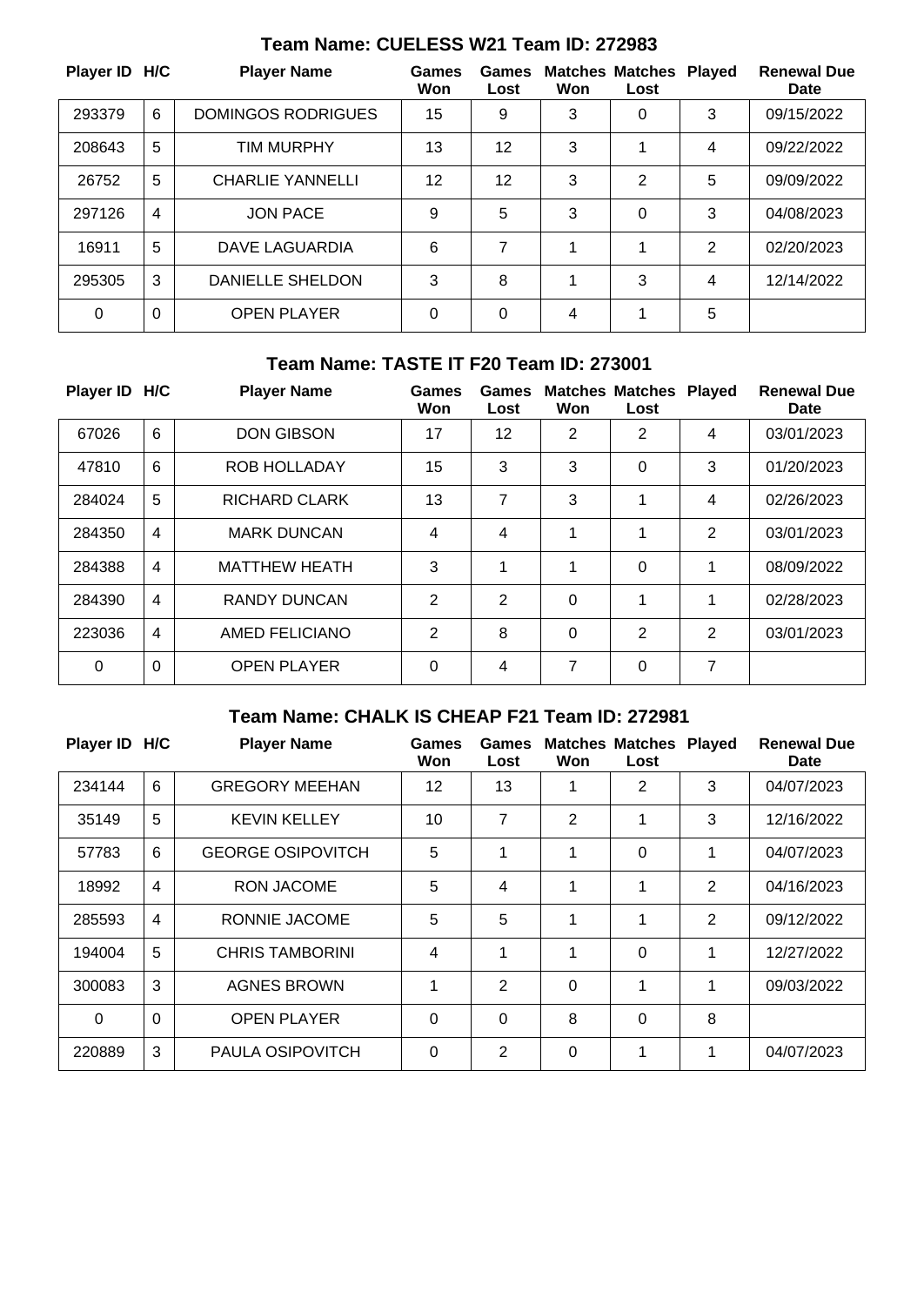## Team Name: CUELESS W21 Team ID: 272983

| Player ID | H/C | Player Name | Games Won | Games Lost | Matches Won | Matches Lost | Played | Renewal Due Date |
|---|---|---|---|---|---|---|---|---|
| 293379 | 6 | DOMINGOS RODRIGUES | 15 | 9 | 3 | 0 | 3 | 09/15/2022 |
| 208643 | 5 | TIM MURPHY | 13 | 12 | 3 | 1 | 4 | 09/22/2022 |
| 26752 | 5 | CHARLIE YANNELLI | 12 | 12 | 3 | 2 | 5 | 09/09/2022 |
| 297126 | 4 | JON PACE | 9 | 5 | 3 | 0 | 3 | 04/08/2023 |
| 16911 | 5 | DAVE LAGUARDIA | 6 | 7 | 1 | 1 | 2 | 02/20/2023 |
| 295305 | 3 | DANIELLE SHELDON | 3 | 8 | 1 | 3 | 4 | 12/14/2022 |
| 0 | 0 | OPEN PLAYER | 0 | 0 | 4 | 1 | 5 | |

## Team Name: TASTE IT F20 Team ID: 273001

| Player ID | H/C | Player Name | Games Won | Games Lost | Matches Won | Matches Lost | Played | Renewal Due Date |
|---|---|---|---|---|---|---|---|---|
| 67026 | 6 | DON GIBSON | 17 | 12 | 2 | 2 | 4 | 03/01/2023 |
| 47810 | 6 | ROB HOLLADAY | 15 | 3 | 3 | 0 | 3 | 01/20/2023 |
| 284024 | 5 | RICHARD CLARK | 13 | 7 | 3 | 1 | 4 | 02/26/2023 |
| 284350 | 4 | MARK DUNCAN | 4 | 4 | 1 | 1 | 2 | 03/01/2023 |
| 284388 | 4 | MATTHEW HEATH | 3 | 1 | 1 | 0 | 1 | 08/09/2022 |
| 284390 | 4 | RANDY DUNCAN | 2 | 2 | 0 | 1 | 1 | 02/28/2023 |
| 223036 | 4 | AMED FELICIANO | 2 | 8 | 0 | 2 | 2 | 03/01/2023 |
| 0 | 0 | OPEN PLAYER | 0 | 4 | 7 | 0 | 7 | |

## Team Name: CHALK IS CHEAP F21 Team ID: 272981

| Player ID | H/C | Player Name | Games Won | Games Lost | Matches Won | Matches Lost | Played | Renewal Due Date |
|---|---|---|---|---|---|---|---|---|
| 234144 | 6 | GREGORY MEEHAN | 12 | 13 | 1 | 2 | 3 | 04/07/2023 |
| 35149 | 5 | KEVIN KELLEY | 10 | 7 | 2 | 1 | 3 | 12/16/2022 |
| 57783 | 6 | GEORGE OSIPOVITCH | 5 | 1 | 1 | 0 | 1 | 04/07/2023 |
| 18992 | 4 | RON JACOME | 5 | 4 | 1 | 1 | 2 | 04/16/2023 |
| 285593 | 4 | RONNIE JACOME | 5 | 5 | 1 | 1 | 2 | 09/12/2022 |
| 194004 | 5 | CHRIS TAMBORINI | 4 | 1 | 1 | 0 | 1 | 12/27/2022 |
| 300083 | 3 | AGNES BROWN | 1 | 2 | 0 | 1 | 1 | 09/03/2022 |
| 0 | 0 | OPEN PLAYER | 0 | 0 | 8 | 0 | 8 | |
| 220889 | 3 | PAULA OSIPOVITCH | 0 | 2 | 0 | 1 | 1 | 04/07/2023 |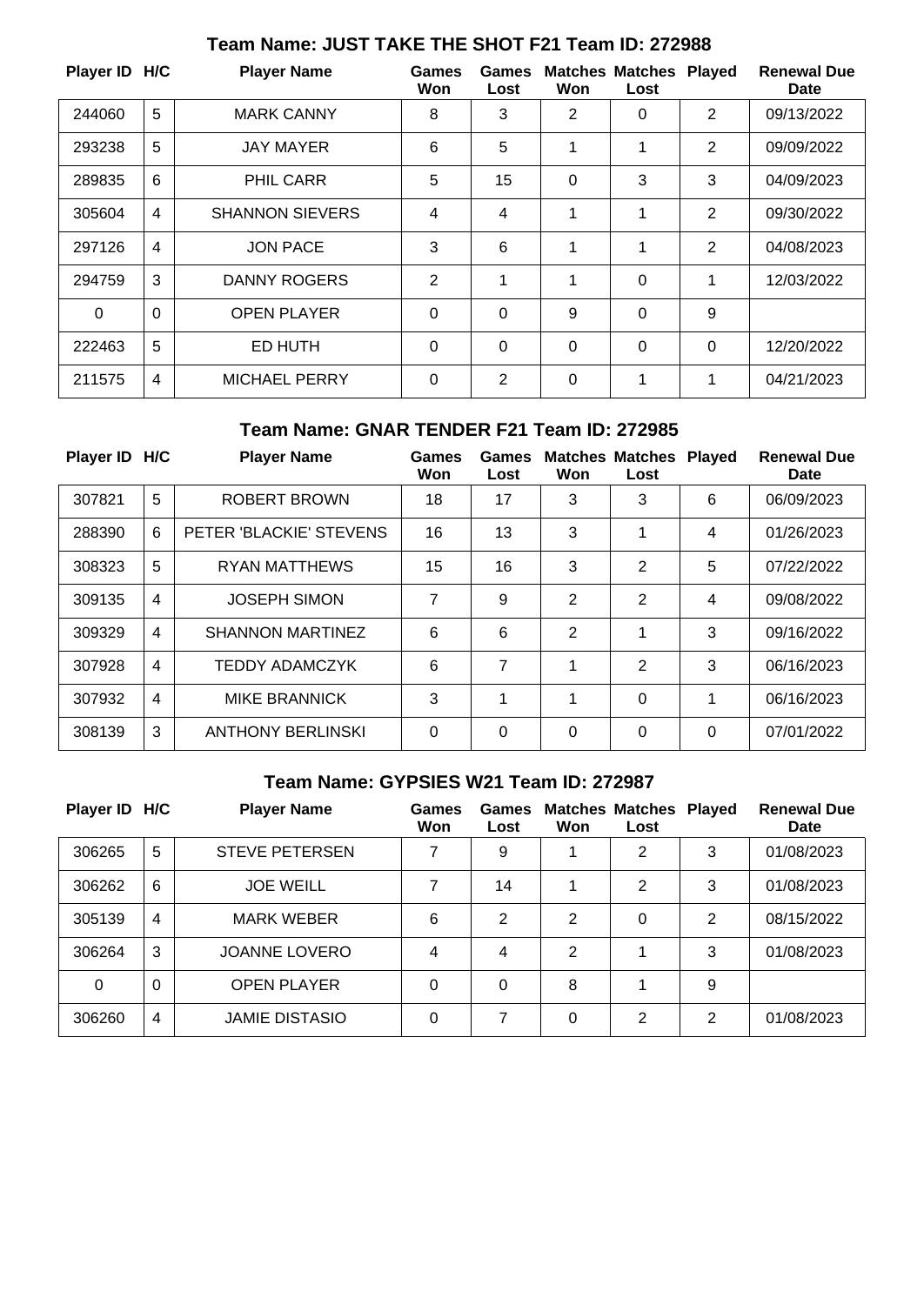## Team Name: JUST TAKE THE SHOT F21 Team ID: 272988

| Player ID | H/C | Player Name | Games Won | Games Lost | Matches Won | Matches Lost | Played | Renewal Due Date |
|---|---|---|---|---|---|---|---|---|
| 244060 | 5 | MARK CANNY | 8 | 3 | 2 | 0 | 2 | 09/13/2022 |
| 293238 | 5 | JAY MAYER | 6 | 5 | 1 | 1 | 2 | 09/09/2022 |
| 289835 | 6 | PHIL CARR | 5 | 15 | 0 | 3 | 3 | 04/09/2023 |
| 305604 | 4 | SHANNON SIEVERS | 4 | 4 | 1 | 1 | 2 | 09/30/2022 |
| 297126 | 4 | JON PACE | 3 | 6 | 1 | 1 | 2 | 04/08/2023 |
| 294759 | 3 | DANNY ROGERS | 2 | 1 | 1 | 0 | 1 | 12/03/2022 |
| 0 | 0 | OPEN PLAYER | 0 | 0 | 9 | 0 | 9 | |
| 222463 | 5 | ED HUTH | 0 | 0 | 0 | 0 | 0 | 12/20/2022 |
| 211575 | 4 | MICHAEL PERRY | 0 | 2 | 0 | 1 | 1 | 04/21/2023 |

## Team Name: GNAR TENDER F21 Team ID: 272985

| Player ID | H/C | Player Name | Games Won | Games Lost | Matches Won | Matches Lost | Played | Renewal Due Date |
|---|---|---|---|---|---|---|---|---|
| 307821 | 5 | ROBERT BROWN | 18 | 17 | 3 | 3 | 6 | 06/09/2023 |
| 288390 | 6 | PETER 'BLACKIE' STEVENS | 16 | 13 | 3 | 1 | 4 | 01/26/2023 |
| 308323 | 5 | RYAN MATTHEWS | 15 | 16 | 3 | 2 | 5 | 07/22/2022 |
| 309135 | 4 | JOSEPH SIMON | 7 | 9 | 2 | 2 | 4 | 09/08/2022 |
| 309329 | 4 | SHANNON MARTINEZ | 6 | 6 | 2 | 1 | 3 | 09/16/2022 |
| 307928 | 4 | TEDDY ADAMCZYK | 6 | 7 | 1 | 2 | 3 | 06/16/2023 |
| 307932 | 4 | MIKE BRANNICK | 3 | 1 | 1 | 0 | 1 | 06/16/2023 |
| 308139 | 3 | ANTHONY BERLINSKI | 0 | 0 | 0 | 0 | 0 | 07/01/2022 |

## Team Name: GYPSIES W21 Team ID: 272987

| Player ID | H/C | Player Name | Games Won | Games Lost | Matches Won | Matches Lost | Played | Renewal Due Date |
|---|---|---|---|---|---|---|---|---|
| 306265 | 5 | STEVE PETERSEN | 7 | 9 | 1 | 2 | 3 | 01/08/2023 |
| 306262 | 6 | JOE WEILL | 7 | 14 | 1 | 2 | 3 | 01/08/2023 |
| 305139 | 4 | MARK WEBER | 6 | 2 | 2 | 0 | 2 | 08/15/2022 |
| 306264 | 3 | JOANNE LOVERO | 4 | 4 | 2 | 1 | 3 | 01/08/2023 |
| 0 | 0 | OPEN PLAYER | 0 | 0 | 8 | 1 | 9 | |
| 306260 | 4 | JAMIE DISTASIO | 0 | 7 | 0 | 2 | 2 | 01/08/2023 |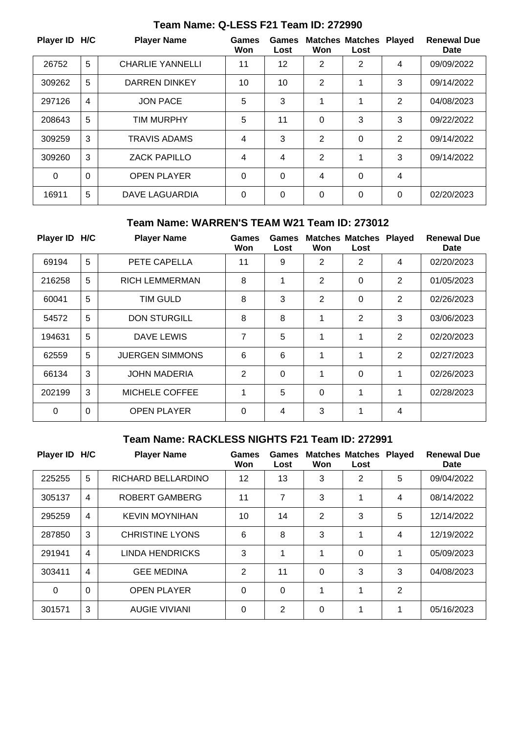## Team Name: Q-LESS F21 Team ID: 272990

| Player ID | H/C | Player Name | Games Won | Games Lost | Matches Won | Matches Lost | Played | Renewal Due Date |
|---|---|---|---|---|---|---|---|---|
| 26752 | 5 | CHARLIE YANNELLI | 11 | 12 | 2 | 2 | 4 | 09/09/2022 |
| 309262 | 5 | DARREN DINKEY | 10 | 10 | 2 | 1 | 3 | 09/14/2022 |
| 297126 | 4 | JON PACE | 5 | 3 | 1 | 1 | 2 | 04/08/2023 |
| 208643 | 5 | TIM MURPHY | 5 | 11 | 0 | 3 | 3 | 09/22/2022 |
| 309259 | 3 | TRAVIS ADAMS | 4 | 3 | 2 | 0 | 2 | 09/14/2022 |
| 309260 | 3 | ZACK PAPILLO | 4 | 4 | 2 | 1 | 3 | 09/14/2022 |
| 0 | 0 | OPEN PLAYER | 0 | 0 | 4 | 0 | 4 | |
| 16911 | 5 | DAVE LAGUARDIA | 0 | 0 | 0 | 0 | 0 | 02/20/2023 |

## Team Name: WARREN'S TEAM W21 Team ID: 273012

| Player ID | H/C | Player Name | Games Won | Games Lost | Matches Won | Matches Lost | Played | Renewal Due Date |
|---|---|---|---|---|---|---|---|---|
| 69194 | 5 | PETE CAPELLA | 11 | 9 | 2 | 2 | 4 | 02/20/2023 |
| 216258 | 5 | RICH LEMMERMAN | 8 | 1 | 2 | 0 | 2 | 01/05/2023 |
| 60041 | 5 | TIM GULD | 8 | 3 | 2 | 0 | 2 | 02/26/2023 |
| 54572 | 5 | DON STURGILL | 8 | 8 | 1 | 2 | 3 | 03/06/2023 |
| 194631 | 5 | DAVE LEWIS | 7 | 5 | 1 | 1 | 2 | 02/20/2023 |
| 62559 | 5 | JUERGEN SIMMONS | 6 | 6 | 1 | 1 | 2 | 02/27/2023 |
| 66134 | 3 | JOHN MADERIA | 2 | 0 | 1 | 0 | 1 | 02/26/2023 |
| 202199 | 3 | MICHELE COFFEE | 1 | 5 | 0 | 1 | 1 | 02/28/2023 |
| 0 | 0 | OPEN PLAYER | 0 | 4 | 3 | 1 | 4 | |

## Team Name: RACKLESS NIGHTS F21 Team ID: 272991

| Player ID | H/C | Player Name | Games Won | Games Lost | Matches Won | Matches Lost | Played | Renewal Due Date |
|---|---|---|---|---|---|---|---|---|
| 225255 | 5 | RICHARD BELLARDINO | 12 | 13 | 3 | 2 | 5 | 09/04/2022 |
| 305137 | 4 | ROBERT GAMBERG | 11 | 7 | 3 | 1 | 4 | 08/14/2022 |
| 295259 | 4 | KEVIN MOYNIHAN | 10 | 14 | 2 | 3 | 5 | 12/14/2022 |
| 287850 | 3 | CHRISTINE LYONS | 6 | 8 | 3 | 1 | 4 | 12/19/2022 |
| 291941 | 4 | LINDA HENDRICKS | 3 | 1 | 1 | 0 | 1 | 05/09/2023 |
| 303411 | 4 | GEE MEDINA | 2 | 11 | 0 | 3 | 3 | 04/08/2023 |
| 0 | 0 | OPEN PLAYER | 0 | 0 | 1 | 1 | 2 | |
| 301571 | 3 | AUGIE VIVIANI | 0 | 2 | 0 | 1 | 1 | 05/16/2023 |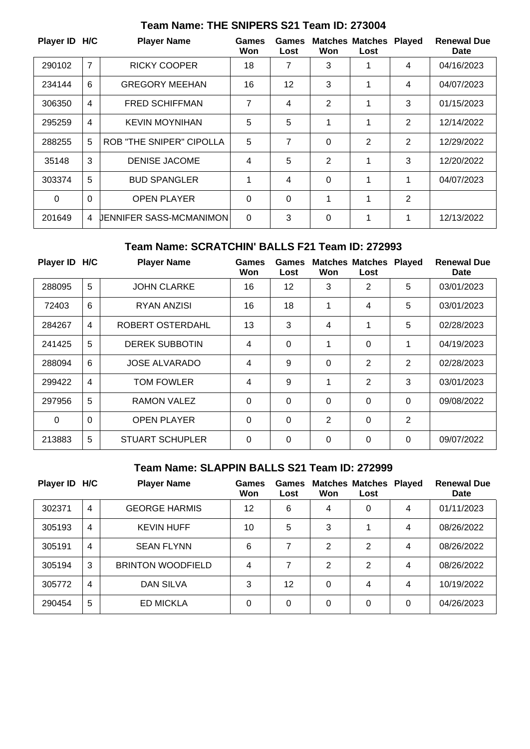## Team Name: THE SNIPERS S21 Team ID: 273004

| Player ID | H/C | Player Name | Games Won | Games Lost | Matches Won | Matches Lost | Played | Renewal Due Date |
|---|---|---|---|---|---|---|---|---|
| 290102 | 7 | RICKY COOPER | 18 | 7 | 3 | 1 | 4 | 04/16/2023 |
| 234144 | 6 | GREGORY MEEHAN | 16 | 12 | 3 | 1 | 4 | 04/07/2023 |
| 306350 | 4 | FRED SCHIFFMAN | 7 | 4 | 2 | 1 | 3 | 01/15/2023 |
| 295259 | 4 | KEVIN MOYNIHAN | 5 | 5 | 1 | 1 | 2 | 12/14/2022 |
| 288255 | 5 | ROB "THE SNIPER" CIPOLLA | 5 | 7 | 0 | 2 | 2 | 12/29/2022 |
| 35148 | 3 | DENISE JACOME | 4 | 5 | 2 | 1 | 3 | 12/20/2022 |
| 303374 | 5 | BUD SPANGLER | 1 | 4 | 0 | 1 | 1 | 04/07/2023 |
| 0 | 0 | OPEN PLAYER | 0 | 0 | 1 | 1 | 2 | |
| 201649 | 4 | JENNIFER SASS-MCMANIMON | 0 | 3 | 0 | 1 | 1 | 12/13/2022 |

## Team Name: SCRATCHIN' BALLS F21 Team ID: 272993

| Player ID | H/C | Player Name | Games Won | Games Lost | Matches Won | Matches Lost | Played | Renewal Due Date |
|---|---|---|---|---|---|---|---|---|
| 288095 | 5 | JOHN CLARKE | 16 | 12 | 3 | 2 | 5 | 03/01/2023 |
| 72403 | 6 | RYAN ANZISI | 16 | 18 | 1 | 4 | 5 | 03/01/2023 |
| 284267 | 4 | ROBERT OSTERDAHL | 13 | 3 | 4 | 1 | 5 | 02/28/2023 |
| 241425 | 5 | DEREK SUBBOTIN | 4 | 0 | 1 | 0 | 1 | 04/19/2023 |
| 288094 | 6 | JOSE ALVARADO | 4 | 9 | 0 | 2 | 2 | 02/28/2023 |
| 299422 | 4 | TOM FOWLER | 4 | 9 | 1 | 2 | 3 | 03/01/2023 |
| 297956 | 5 | RAMON VALEZ | 0 | 0 | 0 | 0 | 0 | 09/08/2022 |
| 0 | 0 | OPEN PLAYER | 0 | 0 | 2 | 0 | 2 | |
| 213883 | 5 | STUART SCHUPLER | 0 | 0 | 0 | 0 | 0 | 09/07/2022 |

## Team Name: SLAPPIN BALLS S21 Team ID: 272999

| Player ID | H/C | Player Name | Games Won | Games Lost | Matches Won | Matches Lost | Played | Renewal Due Date |
|---|---|---|---|---|---|---|---|---|
| 302371 | 4 | GEORGE HARMIS | 12 | 6 | 4 | 0 | 4 | 01/11/2023 |
| 305193 | 4 | KEVIN HUFF | 10 | 5 | 3 | 1 | 4 | 08/26/2022 |
| 305191 | 4 | SEAN FLYNN | 6 | 7 | 2 | 2 | 4 | 08/26/2022 |
| 305194 | 3 | BRINTON WOODFIELD | 4 | 7 | 2 | 2 | 4 | 08/26/2022 |
| 305772 | 4 | DAN SILVA | 3 | 12 | 0 | 4 | 4 | 10/19/2022 |
| 290454 | 5 | ED MICKLA | 0 | 0 | 0 | 0 | 0 | 04/26/2023 |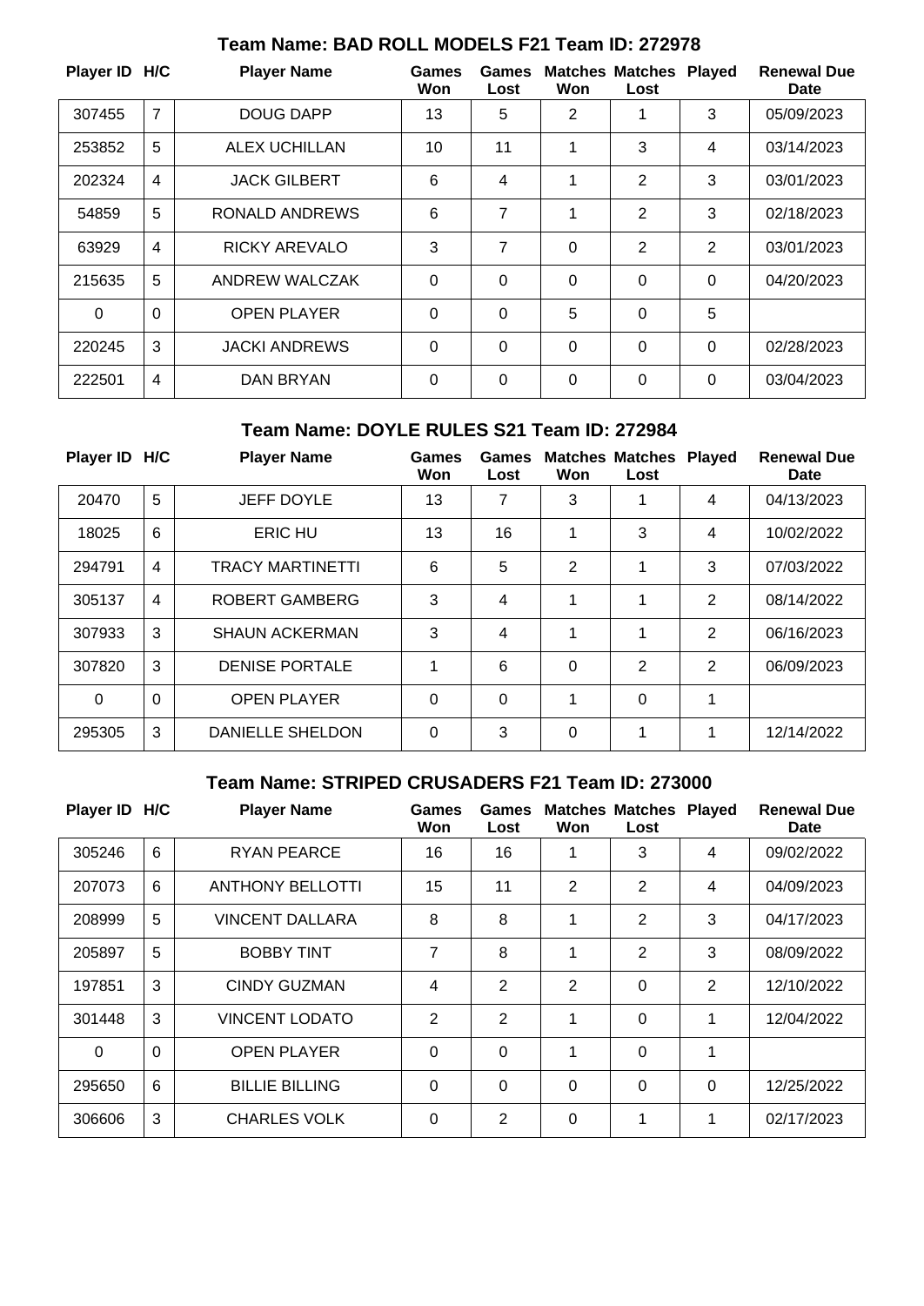### Team Name: BAD ROLL MODELS F21 Team ID: 272978

| Player ID | H/C | Player Name | Games Won | Games Lost | Matches Won | Matches Lost | Played | Renewal Due Date |
|---|---|---|---|---|---|---|---|---|
| 307455 | 7 | DOUG DAPP | 13 | 5 | 2 | 1 | 3 | 05/09/2023 |
| 253852 | 5 | ALEX UCHILLAN | 10 | 11 | 1 | 3 | 4 | 03/14/2023 |
| 202324 | 4 | JACK GILBERT | 6 | 4 | 1 | 2 | 3 | 03/01/2023 |
| 54859 | 5 | RONALD ANDREWS | 6 | 7 | 1 | 2 | 3 | 02/18/2023 |
| 63929 | 4 | RICKY AREVALO | 3 | 7 | 0 | 2 | 2 | 03/01/2023 |
| 215635 | 5 | ANDREW WALCZAK | 0 | 0 | 0 | 0 | 0 | 04/20/2023 |
| 0 | 0 | OPEN PLAYER | 0 | 0 | 5 | 0 | 5 | |
| 220245 | 3 | JACKI ANDREWS | 0 | 0 | 0 | 0 | 0 | 02/28/2023 |
| 222501 | 4 | DAN BRYAN | 0 | 0 | 0 | 0 | 0 | 03/04/2023 |

### Team Name: DOYLE RULES S21 Team ID: 272984

| Player ID | H/C | Player Name | Games Won | Games Lost | Matches Won | Matches Lost | Played | Renewal Due Date |
|---|---|---|---|---|---|---|---|---|
| 20470 | 5 | JEFF DOYLE | 13 | 7 | 3 | 1 | 4 | 04/13/2023 |
| 18025 | 6 | ERIC HU | 13 | 16 | 1 | 3 | 4 | 10/02/2022 |
| 294791 | 4 | TRACY MARTINETTI | 6 | 5 | 2 | 1 | 3 | 07/03/2022 |
| 305137 | 4 | ROBERT GAMBERG | 3 | 4 | 1 | 1 | 2 | 08/14/2022 |
| 307933 | 3 | SHAUN ACKERMAN | 3 | 4 | 1 | 1 | 2 | 06/16/2023 |
| 307820 | 3 | DENISE PORTALE | 1 | 6 | 0 | 2 | 2 | 06/09/2023 |
| 0 | 0 | OPEN PLAYER | 0 | 0 | 1 | 0 | 1 | |
| 295305 | 3 | DANIELLE SHELDON | 0 | 3 | 0 | 1 | 1 | 12/14/2022 |

### Team Name: STRIPED CRUSADERS F21 Team ID: 273000

| Player ID | H/C | Player Name | Games Won | Games Lost | Matches Won | Matches Lost | Played | Renewal Due Date |
|---|---|---|---|---|---|---|---|---|
| 305246 | 6 | RYAN PEARCE | 16 | 16 | 1 | 3 | 4 | 09/02/2022 |
| 207073 | 6 | ANTHONY BELLOTTI | 15 | 11 | 2 | 2 | 4 | 04/09/2023 |
| 208999 | 5 | VINCENT DALLARA | 8 | 8 | 1 | 2 | 3 | 04/17/2023 |
| 205897 | 5 | BOBBY TINT | 7 | 8 | 1 | 2 | 3 | 08/09/2022 |
| 197851 | 3 | CINDY GUZMAN | 4 | 2 | 2 | 0 | 2 | 12/10/2022 |
| 301448 | 3 | VINCENT LODATO | 2 | 2 | 1 | 0 | 1 | 12/04/2022 |
| 0 | 0 | OPEN PLAYER | 0 | 0 | 1 | 0 | 1 | |
| 295650 | 6 | BILLIE BILLING | 0 | 0 | 0 | 0 | 0 | 12/25/2022 |
| 306606 | 3 | CHARLES VOLK | 0 | 2 | 0 | 1 | 1 | 02/17/2023 |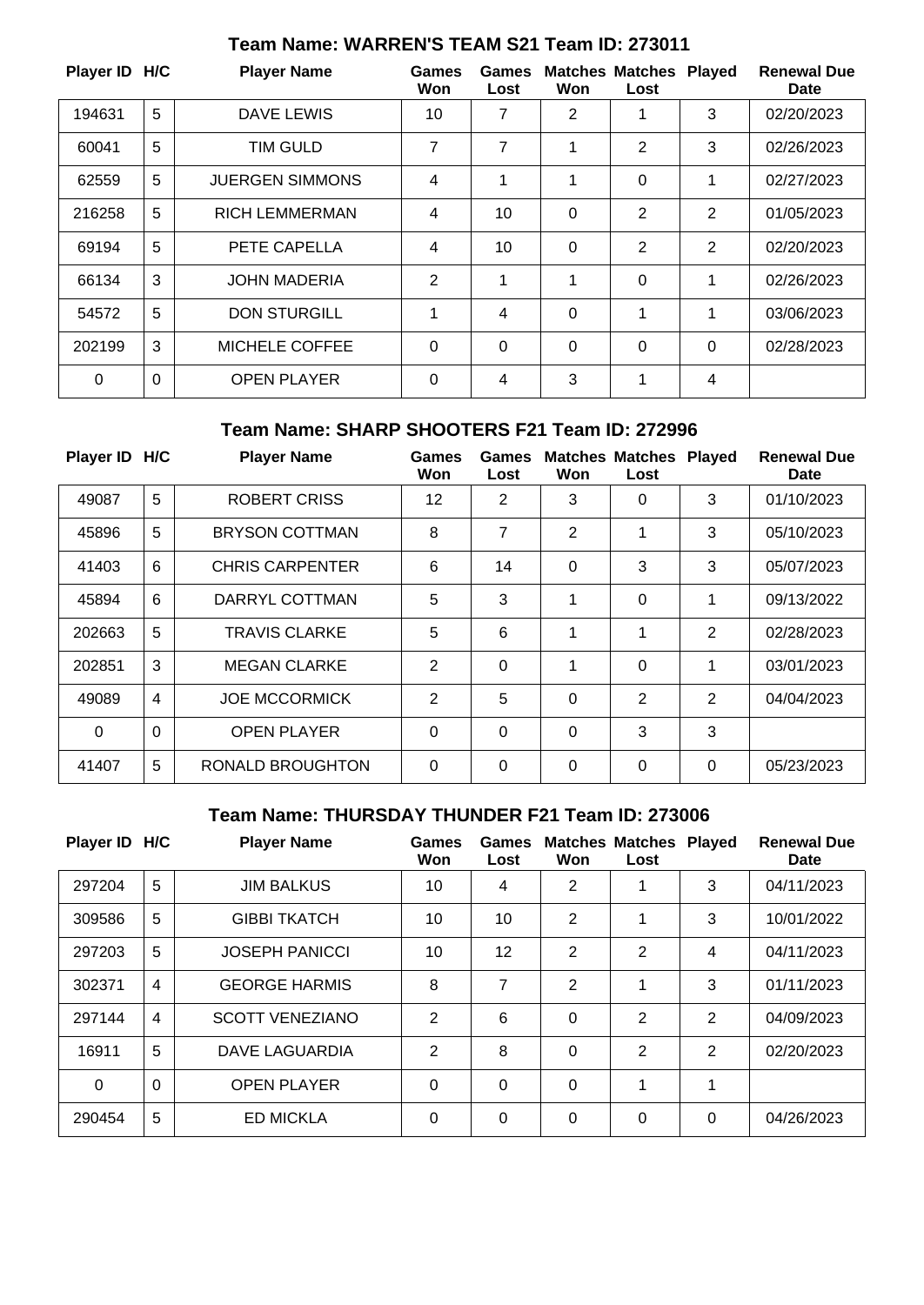## Team Name: WARREN'S TEAM S21 Team ID: 273011

| Player ID | H/C | Player Name | Games Won | Games Lost | Matches Won | Matches Lost | Played | Renewal Due Date |
|---|---|---|---|---|---|---|---|---|
| 194631 | 5 | DAVE LEWIS | 10 | 7 | 2 | 1 | 3 | 02/20/2023 |
| 60041 | 5 | TIM GULD | 7 | 7 | 1 | 2 | 3 | 02/26/2023 |
| 62559 | 5 | JUERGEN SIMMONS | 4 | 1 | 1 | 0 | 1 | 02/27/2023 |
| 216258 | 5 | RICH LEMMERMAN | 4 | 10 | 0 | 2 | 2 | 01/05/2023 |
| 69194 | 5 | PETE CAPELLA | 4 | 10 | 0 | 2 | 2 | 02/20/2023 |
| 66134 | 3 | JOHN MADERIA | 2 | 1 | 1 | 0 | 1 | 02/26/2023 |
| 54572 | 5 | DON STURGILL | 1 | 4 | 0 | 1 | 1 | 03/06/2023 |
| 202199 | 3 | MICHELE COFFEE | 0 | 0 | 0 | 0 | 0 | 02/28/2023 |
| 0 | 0 | OPEN PLAYER | 0 | 4 | 3 | 1 | 4 | |

## Team Name: SHARP SHOOTERS F21 Team ID: 272996

| Player ID | H/C | Player Name | Games Won | Games Lost | Matches Won | Matches Lost | Played | Renewal Due Date |
|---|---|---|---|---|---|---|---|---|
| 49087 | 5 | ROBERT CRISS | 12 | 2 | 3 | 0 | 3 | 01/10/2023 |
| 45896 | 5 | BRYSON COTTMAN | 8 | 7 | 2 | 1 | 3 | 05/10/2023 |
| 41403 | 6 | CHRIS CARPENTER | 6 | 14 | 0 | 3 | 3 | 05/07/2023 |
| 45894 | 6 | DARRYL COTTMAN | 5 | 3 | 1 | 0 | 1 | 09/13/2022 |
| 202663 | 5 | TRAVIS CLARKE | 5 | 6 | 1 | 1 | 2 | 02/28/2023 |
| 202851 | 3 | MEGAN CLARKE | 2 | 0 | 1 | 0 | 1 | 03/01/2023 |
| 49089 | 4 | JOE MCCORMICK | 2 | 5 | 0 | 2 | 2 | 04/04/2023 |
| 0 | 0 | OPEN PLAYER | 0 | 0 | 0 | 3 | 3 | |
| 41407 | 5 | RONALD BROUGHTON | 0 | 0 | 0 | 0 | 0 | 05/23/2023 |

## Team Name: THURSDAY THUNDER F21 Team ID: 273006

| Player ID | H/C | Player Name | Games Won | Games Lost | Matches Won | Matches Lost | Played | Renewal Due Date |
|---|---|---|---|---|---|---|---|---|
| 297204 | 5 | JIM BALKUS | 10 | 4 | 2 | 1 | 3 | 04/11/2023 |
| 309586 | 5 | GIBBI TKATCH | 10 | 10 | 2 | 1 | 3 | 10/01/2022 |
| 297203 | 5 | JOSEPH PANICCI | 10 | 12 | 2 | 2 | 4 | 04/11/2023 |
| 302371 | 4 | GEORGE HARMIS | 8 | 7 | 2 | 1 | 3 | 01/11/2023 |
| 297144 | 4 | SCOTT VENEZIANO | 2 | 6 | 0 | 2 | 2 | 04/09/2023 |
| 16911 | 5 | DAVE LAGUARDIA | 2 | 8 | 0 | 2 | 2 | 02/20/2023 |
| 0 | 0 | OPEN PLAYER | 0 | 0 | 0 | 1 | 1 | |
| 290454 | 5 | ED MICKLA | 0 | 0 | 0 | 0 | 0 | 04/26/2023 |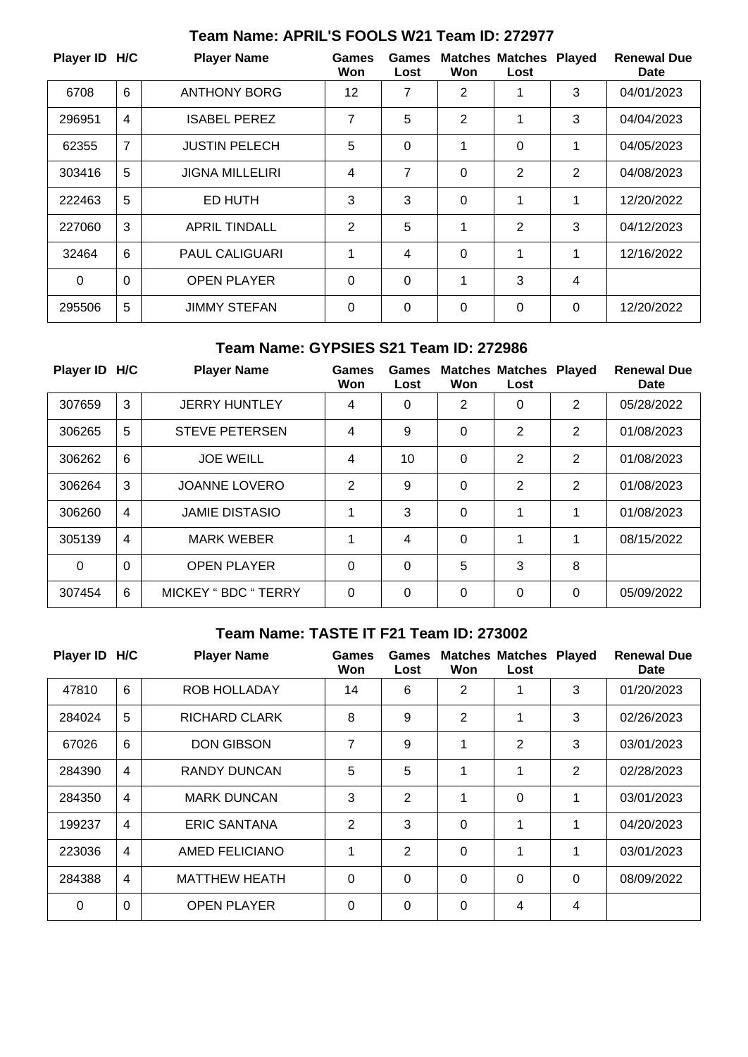## Team Name: APRIL'S FOOLS W21 Team ID: 272977

| Player ID | H/C | Player Name | Games Won | Games Lost | Matches Won | Matches Lost | Played | Renewal Due Date |
|---|---|---|---|---|---|---|---|---|
| 6708 | 6 | ANTHONY BORG | 12 | 7 | 2 | 1 | 3 | 04/01/2023 |
| 296951 | 4 | ISABEL PEREZ | 7 | 5 | 2 | 1 | 3 | 04/04/2023 |
| 62355 | 7 | JUSTIN PELECH | 5 | 0 | 1 | 0 | 1 | 04/05/2023 |
| 303416 | 5 | JIGNA MILLELIRI | 4 | 7 | 0 | 2 | 2 | 04/08/2023 |
| 222463 | 5 | ED HUTH | 3 | 3 | 0 | 1 | 1 | 12/20/2022 |
| 227060 | 3 | APRIL TINDALL | 2 | 5 | 1 | 2 | 3 | 04/12/2023 |
| 32464 | 6 | PAUL CALIGUARI | 1 | 4 | 0 | 1 | 1 | 12/16/2022 |
| 0 | 0 | OPEN PLAYER | 0 | 0 | 1 | 3 | 4 | |
| 295506 | 5 | JIMMY STEFAN | 0 | 0 | 0 | 0 | 0 | 12/20/2022 |

## Team Name: GYPSIES S21 Team ID: 272986

| Player ID | H/C | Player Name | Games Won | Games Lost | Matches Won | Matches Lost | Played | Renewal Due Date |
|---|---|---|---|---|---|---|---|---|
| 307659 | 3 | JERRY HUNTLEY | 4 | 0 | 2 | 0 | 2 | 05/28/2022 |
| 306265 | 5 | STEVE PETERSEN | 4 | 9 | 0 | 2 | 2 | 01/08/2023 |
| 306262 | 6 | JOE WEILL | 4 | 10 | 0 | 2 | 2 | 01/08/2023 |
| 306264 | 3 | JOANNE LOVERO | 2 | 9 | 0 | 2 | 2 | 01/08/2023 |
| 306260 | 4 | JAMIE DISTASIO | 1 | 3 | 0 | 1 | 1 | 01/08/2023 |
| 305139 | 4 | MARK WEBER | 1 | 4 | 0 | 1 | 1 | 08/15/2022 |
| 0 | 0 | OPEN PLAYER | 0 | 0 | 5 | 3 | 8 | |
| 307454 | 6 | MICKEY " BDC " TERRY | 0 | 0 | 0 | 0 | 0 | 05/09/2022 |

## Team Name: TASTE IT F21 Team ID: 273002

| Player ID | H/C | Player Name | Games Won | Games Lost | Matches Won | Matches Lost | Played | Renewal Due Date |
|---|---|---|---|---|---|---|---|---|
| 47810 | 6 | ROB HOLLADAY | 14 | 6 | 2 | 1 | 3 | 01/20/2023 |
| 284024 | 5 | RICHARD CLARK | 8 | 9 | 2 | 1 | 3 | 02/26/2023 |
| 67026 | 6 | DON GIBSON | 7 | 9 | 1 | 2 | 3 | 03/01/2023 |
| 284390 | 4 | RANDY DUNCAN | 5 | 5 | 1 | 1 | 2 | 02/28/2023 |
| 284350 | 4 | MARK DUNCAN | 3 | 2 | 1 | 0 | 1 | 03/01/2023 |
| 199237 | 4 | ERIC SANTANA | 2 | 3 | 0 | 1 | 1 | 04/20/2023 |
| 223036 | 4 | AMED FELICIANO | 1 | 2 | 0 | 1 | 1 | 03/01/2023 |
| 284388 | 4 | MATTHEW HEATH | 0 | 0 | 0 | 0 | 0 | 08/09/2022 |
| 0 | 0 | OPEN PLAYER | 0 | 0 | 0 | 4 | 4 | |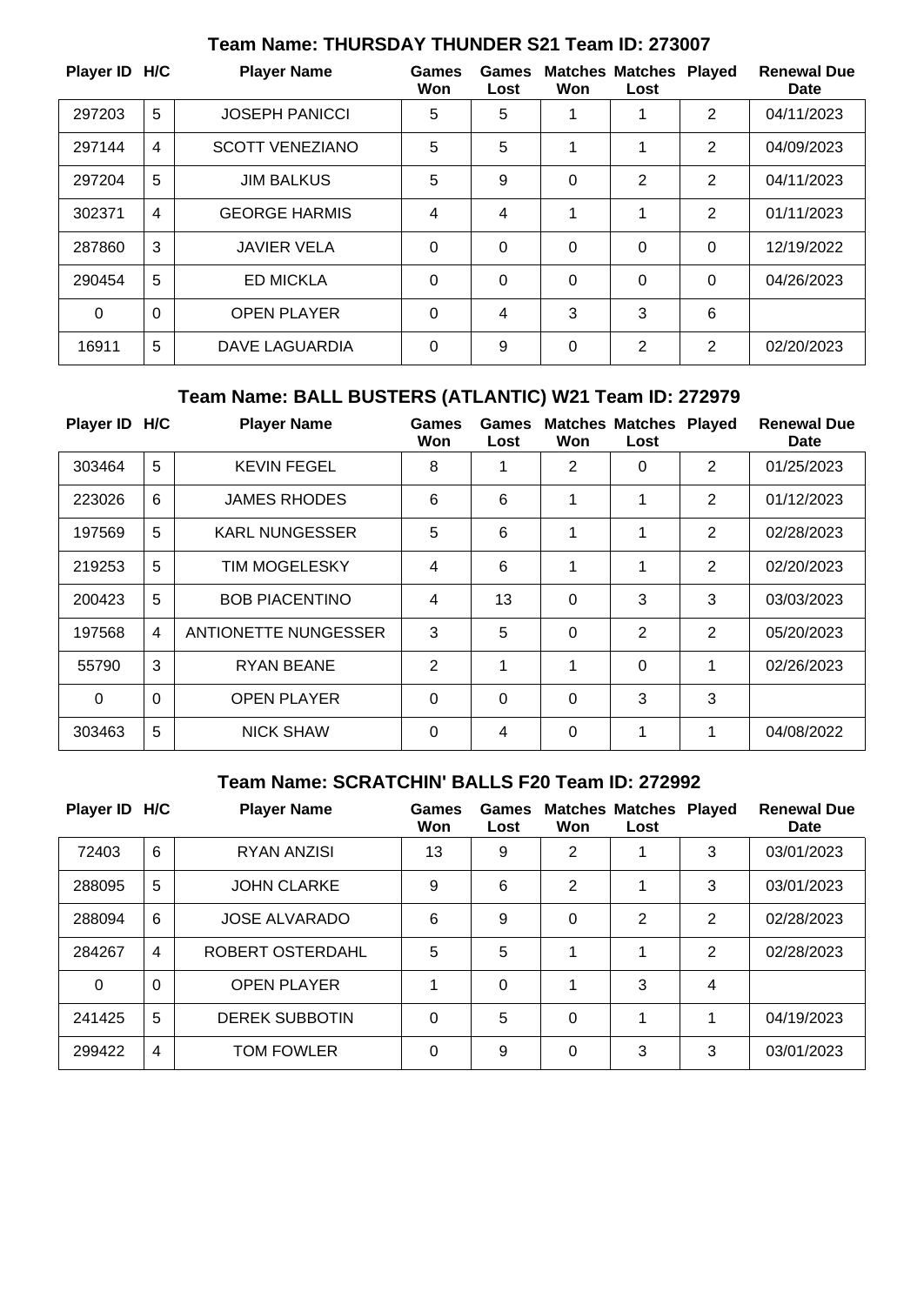## Team Name: THURSDAY THUNDER S21 Team ID: 273007

| Player ID | H/C | Player Name | Games Won | Games Lost | Matches Won | Matches Lost | Played | Renewal Due Date |
|---|---|---|---|---|---|---|---|---|
| 297203 | 5 | JOSEPH PANICCI | 5 | 5 | 1 | 1 | 2 | 04/11/2023 |
| 297144 | 4 | SCOTT VENEZIANO | 5 | 5 | 1 | 1 | 2 | 04/09/2023 |
| 297204 | 5 | JIM BALKUS | 5 | 9 | 0 | 2 | 2 | 04/11/2023 |
| 302371 | 4 | GEORGE HARMIS | 4 | 4 | 1 | 1 | 2 | 01/11/2023 |
| 287860 | 3 | JAVIER VELA | 0 | 0 | 0 | 0 | 0 | 12/19/2022 |
| 290454 | 5 | ED MICKLA | 0 | 0 | 0 | 0 | 0 | 04/26/2023 |
| 0 | 0 | OPEN PLAYER | 0 | 4 | 3 | 3 | 6 | |
| 16911 | 5 | DAVE LAGUARDIA | 0 | 9 | 0 | 2 | 2 | 02/20/2023 |

## Team Name: BALL BUSTERS (ATLANTIC) W21 Team ID: 272979

| Player ID | H/C | Player Name | Games Won | Games Lost | Matches Won | Matches Lost | Played | Renewal Due Date |
|---|---|---|---|---|---|---|---|---|
| 303464 | 5 | KEVIN FEGEL | 8 | 1 | 2 | 0 | 2 | 01/25/2023 |
| 223026 | 6 | JAMES RHODES | 6 | 6 | 1 | 1 | 2 | 01/12/2023 |
| 197569 | 5 | KARL NUNGESSER | 5 | 6 | 1 | 1 | 2 | 02/28/2023 |
| 219253 | 5 | TIM MOGELESKY | 4 | 6 | 1 | 1 | 2 | 02/20/2023 |
| 200423 | 5 | BOB PIACENTINO | 4 | 13 | 0 | 3 | 3 | 03/03/2023 |
| 197568 | 4 | ANTIONETTE NUNGESSER | 3 | 5 | 0 | 2 | 2 | 05/20/2023 |
| 55790 | 3 | RYAN BEANE | 2 | 1 | 1 | 0 | 1 | 02/26/2023 |
| 0 | 0 | OPEN PLAYER | 0 | 0 | 0 | 3 | 3 | |
| 303463 | 5 | NICK SHAW | 0 | 4 | 0 | 1 | 1 | 04/08/2022 |

## Team Name: SCRATCHIN' BALLS F20 Team ID: 272992

| Player ID | H/C | Player Name | Games Won | Games Lost | Matches Won | Matches Lost | Played | Renewal Due Date |
|---|---|---|---|---|---|---|---|---|
| 72403 | 6 | RYAN ANZISI | 13 | 9 | 2 | 1 | 3 | 03/01/2023 |
| 288095 | 5 | JOHN CLARKE | 9 | 6 | 2 | 1 | 3 | 03/01/2023 |
| 288094 | 6 | JOSE ALVARADO | 6 | 9 | 0 | 2 | 2 | 02/28/2023 |
| 284267 | 4 | ROBERT OSTERDAHL | 5 | 5 | 1 | 1 | 2 | 02/28/2023 |
| 0 | 0 | OPEN PLAYER | 1 | 0 | 1 | 3 | 4 | |
| 241425 | 5 | DEREK SUBBOTIN | 0 | 5 | 0 | 1 | 1 | 04/19/2023 |
| 299422 | 4 | TOM FOWLER | 0 | 9 | 0 | 3 | 3 | 03/01/2023 |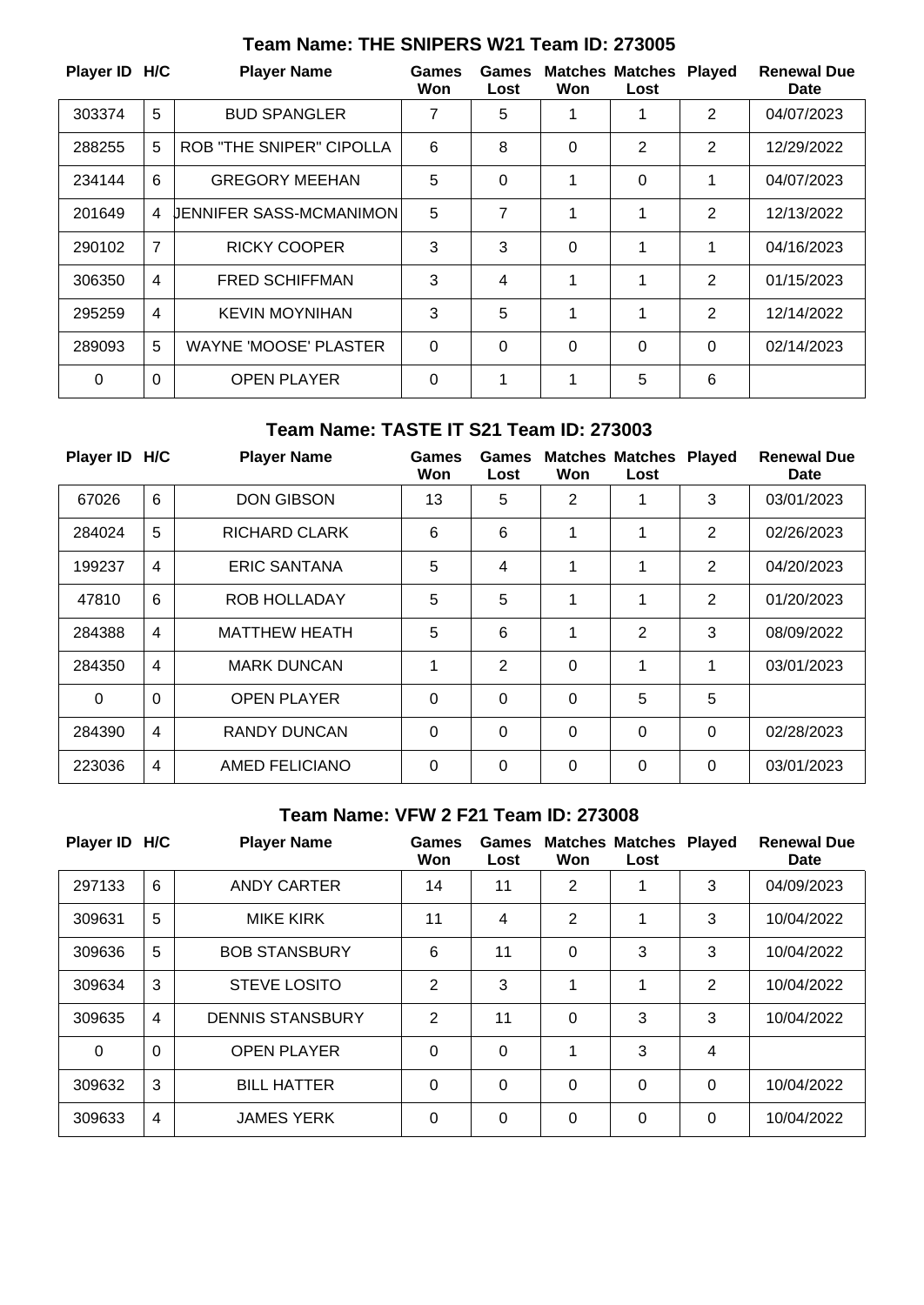## Team Name: THE SNIPERS W21 Team ID: 273005

| Player ID | H/C | Player Name | Games Won | Games Lost | Matches Won | Matches Lost | Played | Renewal Due Date |
|---|---|---|---|---|---|---|---|---|
| 303374 | 5 | BUD SPANGLER | 7 | 5 | 1 | 1 | 2 | 04/07/2023 |
| 288255 | 5 | ROB "THE SNIPER" CIPOLLA | 6 | 8 | 0 | 2 | 2 | 12/29/2022 |
| 234144 | 6 | GREGORY MEEHAN | 5 | 0 | 1 | 0 | 1 | 04/07/2023 |
| 201649 | 4 | JENNIFER SASS-MCMANIMON | 5 | 7 | 1 | 1 | 2 | 12/13/2022 |
| 290102 | 7 | RICKY COOPER | 3 | 3 | 0 | 1 | 1 | 04/16/2023 |
| 306350 | 4 | FRED SCHIFFMAN | 3 | 4 | 1 | 1 | 2 | 01/15/2023 |
| 295259 | 4 | KEVIN MOYNIHAN | 3 | 5 | 1 | 1 | 2 | 12/14/2022 |
| 289093 | 5 | WAYNE 'MOOSE' PLASTER | 0 | 0 | 0 | 0 | 0 | 02/14/2023 |
| 0 | 0 | OPEN PLAYER | 0 | 1 | 1 | 5 | 6 | |

## Team Name: TASTE IT S21 Team ID: 273003

| Player ID | H/C | Player Name | Games Won | Games Lost | Matches Won | Matches Lost | Played | Renewal Due Date |
|---|---|---|---|---|---|---|---|---|
| 67026 | 6 | DON GIBSON | 13 | 5 | 2 | 1 | 3 | 03/01/2023 |
| 284024 | 5 | RICHARD CLARK | 6 | 6 | 1 | 1 | 2 | 02/26/2023 |
| 199237 | 4 | ERIC SANTANA | 5 | 4 | 1 | 1 | 2 | 04/20/2023 |
| 47810 | 6 | ROB HOLLADAY | 5 | 5 | 1 | 1 | 2 | 01/20/2023 |
| 284388 | 4 | MATTHEW HEATH | 5 | 6 | 1 | 2 | 3 | 08/09/2022 |
| 284350 | 4 | MARK DUNCAN | 1 | 2 | 0 | 1 | 1 | 03/01/2023 |
| 0 | 0 | OPEN PLAYER | 0 | 0 | 0 | 5 | 5 | |
| 284390 | 4 | RANDY DUNCAN | 0 | 0 | 0 | 0 | 0 | 02/28/2023 |
| 223036 | 4 | AMED FELICIANO | 0 | 0 | 0 | 0 | 0 | 03/01/2023 |

## Team Name: VFW 2 F21 Team ID: 273008

| Player ID | H/C | Player Name | Games Won | Games Lost | Matches Won | Matches Lost | Played | Renewal Due Date |
|---|---|---|---|---|---|---|---|---|
| 297133 | 6 | ANDY CARTER | 14 | 11 | 2 | 1 | 3 | 04/09/2023 |
| 309631 | 5 | MIKE KIRK | 11 | 4 | 2 | 1 | 3 | 10/04/2022 |
| 309636 | 5 | BOB STANSBURY | 6 | 11 | 0 | 3 | 3 | 10/04/2022 |
| 309634 | 3 | STEVE LOSITO | 2 | 3 | 1 | 1 | 2 | 10/04/2022 |
| 309635 | 4 | DENNIS STANSBURY | 2 | 11 | 0 | 3 | 3 | 10/04/2022 |
| 0 | 0 | OPEN PLAYER | 0 | 0 | 1 | 3 | 4 | |
| 309632 | 3 | BILL HATTER | 0 | 0 | 0 | 0 | 0 | 10/04/2022 |
| 309633 | 4 | JAMES YERK | 0 | 0 | 0 | 0 | 0 | 10/04/2022 |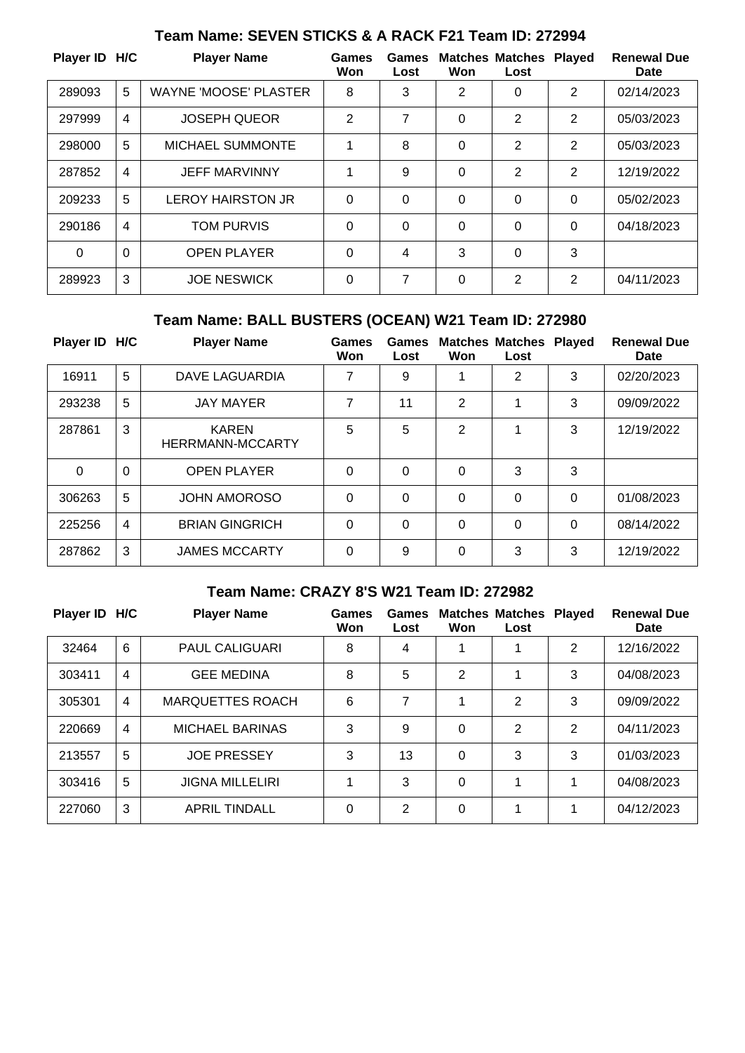## Team Name: SEVEN STICKS & A RACK F21 Team ID: 272994

| Player ID | H/C | Player Name | Games Won | Games Lost | Matches Won | Matches Lost | Played | Renewal Due Date |
|---|---|---|---|---|---|---|---|---|
| 289093 | 5 | WAYNE 'MOOSE' PLASTER | 8 | 3 | 2 | 0 | 2 | 02/14/2023 |
| 297999 | 4 | JOSEPH QUEOR | 2 | 7 | 0 | 2 | 2 | 05/03/2023 |
| 298000 | 5 | MICHAEL SUMMONTE | 1 | 8 | 0 | 2 | 2 | 05/03/2023 |
| 287852 | 4 | JEFF MARVINNY | 1 | 9 | 0 | 2 | 2 | 12/19/2022 |
| 209233 | 5 | LEROY HAIRSTON JR | 0 | 0 | 0 | 0 | 0 | 05/02/2023 |
| 290186 | 4 | TOM PURVIS | 0 | 0 | 0 | 0 | 0 | 04/18/2023 |
| 0 | 0 | OPEN PLAYER | 0 | 4 | 3 | 0 | 3 | |
| 289923 | 3 | JOE NESWICK | 0 | 7 | 0 | 2 | 2 | 04/11/2023 |

## Team Name: BALL BUSTERS (OCEAN) W21 Team ID: 272980

| Player ID | H/C | Player Name | Games Won | Games Lost | Matches Won | Matches Lost | Played | Renewal Due Date |
|---|---|---|---|---|---|---|---|---|
| 16911 | 5 | DAVE LAGUARDIA | 7 | 9 | 1 | 2 | 3 | 02/20/2023 |
| 293238 | 5 | JAY MAYER | 7 | 11 | 2 | 1 | 3 | 09/09/2022 |
| 287861 | 3 | KAREN HERRMANN-MCCARTY | 5 | 5 | 2 | 1 | 3 | 12/19/2022 |
| 0 | 0 | OPEN PLAYER | 0 | 0 | 0 | 3 | 3 | |
| 306263 | 5 | JOHN AMOROSO | 0 | 0 | 0 | 0 | 0 | 01/08/2023 |
| 225256 | 4 | BRIAN GINGRICH | 0 | 0 | 0 | 0 | 0 | 08/14/2022 |
| 287862 | 3 | JAMES MCCARTY | 0 | 9 | 0 | 3 | 3 | 12/19/2022 |

## Team Name: CRAZY 8'S W21 Team ID: 272982

| Player ID | H/C | Player Name | Games Won | Games Lost | Matches Won | Matches Lost | Played | Renewal Due Date |
|---|---|---|---|---|---|---|---|---|
| 32464 | 6 | PAUL CALIGUARI | 8 | 4 | 1 | 1 | 2 | 12/16/2022 |
| 303411 | 4 | GEE MEDINA | 8 | 5 | 2 | 1 | 3 | 04/08/2023 |
| 305301 | 4 | MARQUETTES ROACH | 6 | 7 | 1 | 2 | 3 | 09/09/2022 |
| 220669 | 4 | MICHAEL BARINAS | 3 | 9 | 0 | 2 | 2 | 04/11/2023 |
| 213557 | 5 | JOE PRESSEY | 3 | 13 | 0 | 3 | 3 | 01/03/2023 |
| 303416 | 5 | JIGNA MILLELIRI | 1 | 3 | 0 | 1 | 1 | 04/08/2023 |
| 227060 | 3 | APRIL TINDALL | 0 | 2 | 0 | 1 | 1 | 04/12/2023 |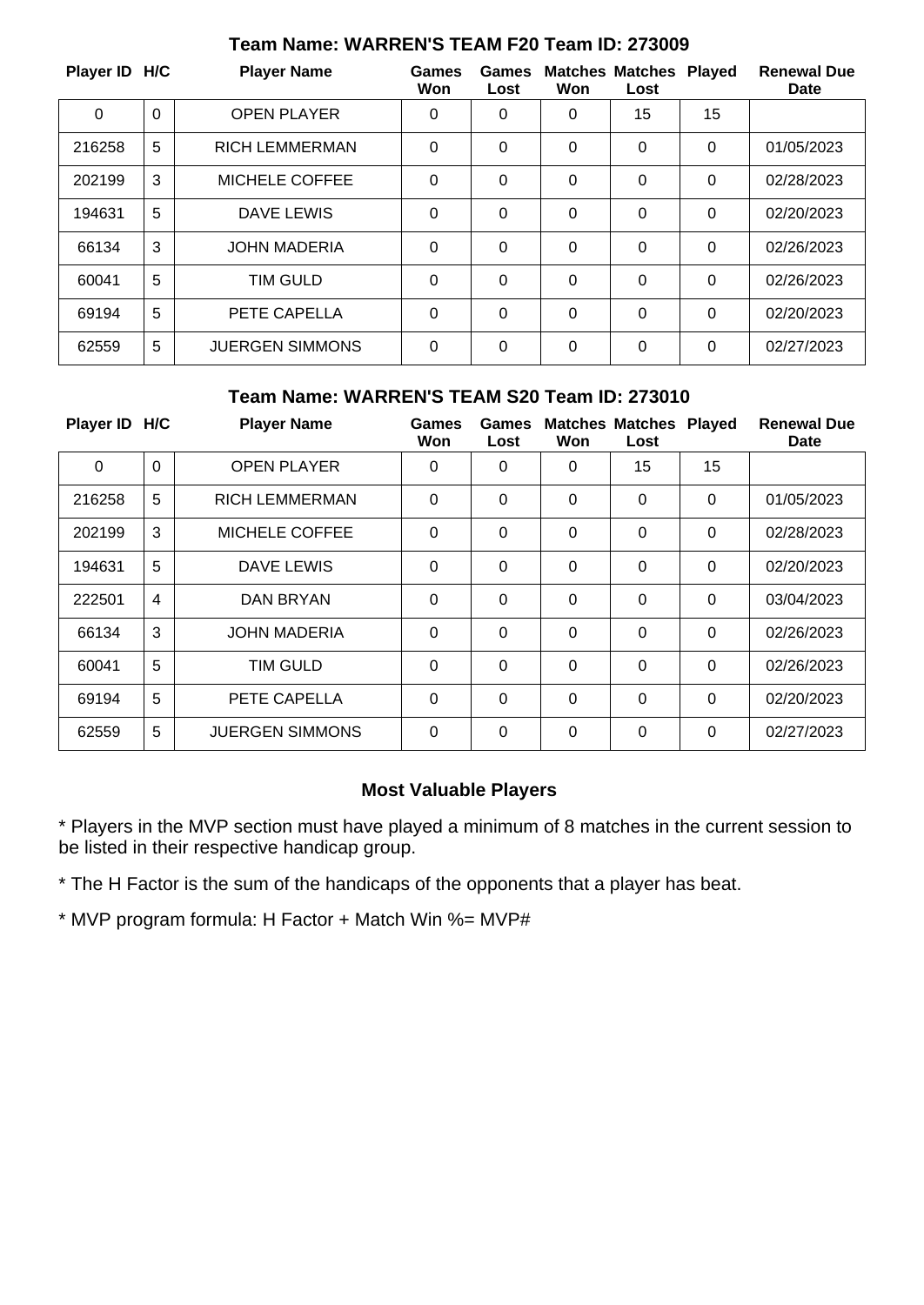### Team Name: WARREN'S TEAM F20 Team ID: 273009

| Player ID | H/C | Player Name | Games Won | Games Lost | Matches Won | Matches Lost | Played | Renewal Due Date |
|---|---|---|---|---|---|---|---|---|
| 0 | 0 | OPEN PLAYER | 0 | 0 | 0 | 15 | 15 | |
| 216258 | 5 | RICH LEMMERMAN | 0 | 0 | 0 | 0 | 0 | 01/05/2023 |
| 202199 | 3 | MICHELE COFFEE | 0 | 0 | 0 | 0 | 0 | 02/28/2023 |
| 194631 | 5 | DAVE LEWIS | 0 | 0 | 0 | 0 | 0 | 02/20/2023 |
| 66134 | 3 | JOHN MADERIA | 0 | 0 | 0 | 0 | 0 | 02/26/2023 |
| 60041 | 5 | TIM GULD | 0 | 0 | 0 | 0 | 0 | 02/26/2023 |
| 69194 | 5 | PETE CAPELLA | 0 | 0 | 0 | 0 | 0 | 02/20/2023 |
| 62559 | 5 | JUERGEN SIMMONS | 0 | 0 | 0 | 0 | 0 | 02/27/2023 |

### Team Name: WARREN'S TEAM S20 Team ID: 273010

| Player ID | H/C | Player Name | Games Won | Games Lost | Matches Won | Matches Lost | Played | Renewal Due Date |
|---|---|---|---|---|---|---|---|---|
| 0 | 0 | OPEN PLAYER | 0 | 0 | 0 | 15 | 15 | |
| 216258 | 5 | RICH LEMMERMAN | 0 | 0 | 0 | 0 | 0 | 01/05/2023 |
| 202199 | 3 | MICHELE COFFEE | 0 | 0 | 0 | 0 | 0 | 02/28/2023 |
| 194631 | 5 | DAVE LEWIS | 0 | 0 | 0 | 0 | 0 | 02/20/2023 |
| 222501 | 4 | DAN BRYAN | 0 | 0 | 0 | 0 | 0 | 03/04/2023 |
| 66134 | 3 | JOHN MADERIA | 0 | 0 | 0 | 0 | 0 | 02/26/2023 |
| 60041 | 5 | TIM GULD | 0 | 0 | 0 | 0 | 0 | 02/26/2023 |
| 69194 | 5 | PETE CAPELLA | 0 | 0 | 0 | 0 | 0 | 02/20/2023 |
| 62559 | 5 | JUERGEN SIMMONS | 0 | 0 | 0 | 0 | 0 | 02/27/2023 |

### Most Valuable Players

* Players in the MVP section must have played a minimum of 8 matches in the current session to be listed in their respective handicap group.

* The H Factor is the sum of the handicaps of the opponents that a player has beat.

* MVP program formula: H Factor + Match Win %= MVP#